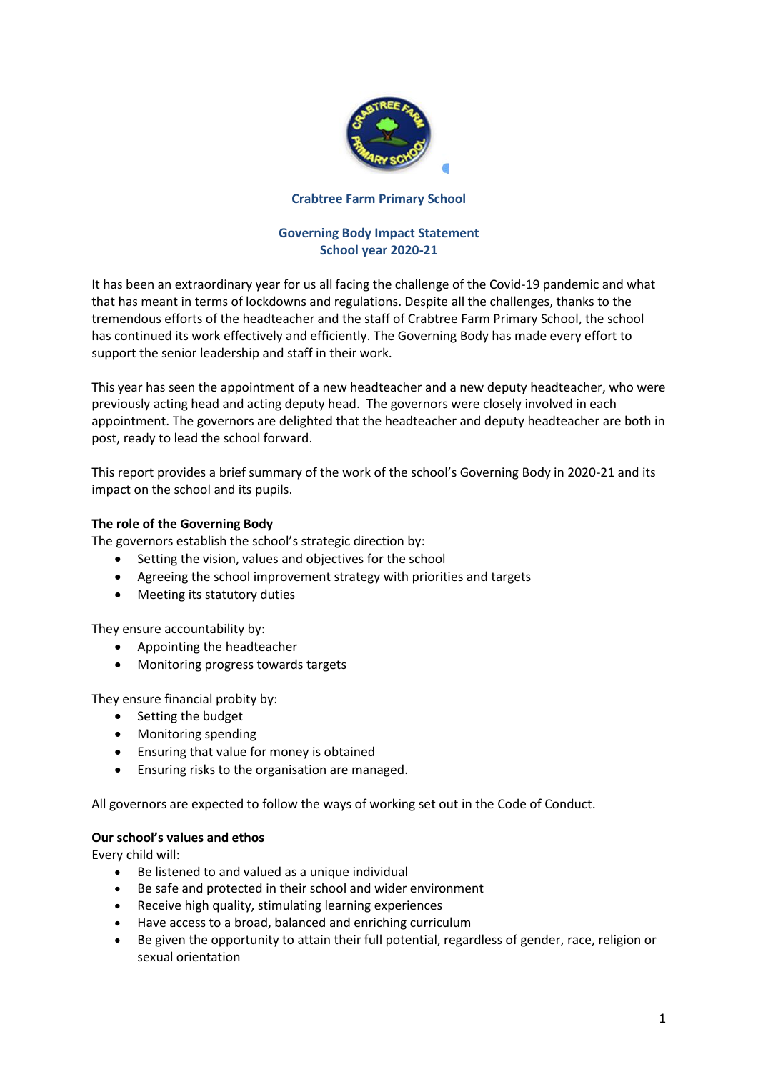# Crabtree Farm Primary School

## Governing Body Impact Statement
## School year 2020-21

It has been an extraordinary year for us all facing the challenge of the Covid-19 pandemic and what that has meant in terms of lockdowns and regulations. Despite all the challenges, thanks to the tremendous efforts of the headteacher and the staff of Crabtree Farm Primary School, the school has continued its work effectively and efficiently. The Governing Body has made every effort to support the senior leadership and staff in their work.

This year has seen the appointment of a new headteacher and a new deputy headteacher, who were previously acting head and acting deputy head. The governors were closely involved in each appointment. The governors are delighted that the headteacher and deputy headteacher are both in post, ready to lead the school forward.

This report provides a brief summary of the work of the school's Governing Body in 2020-21 and its impact on the school and its pupils.

**The role of the Governing Body**

The governors establish the school's strategic direction by:

- Setting the vision, values and objectives for the school
- Agreeing the school improvement strategy with priorities and targets
- Meeting its statutory duties

They ensure accountability by:

- Appointing the headteacher
- Monitoring progress towards targets

They ensure financial probity by:

- Setting the budget
- Monitoring spending
- Ensuring that value for money is obtained
- Ensuring risks to the organisation are managed.

All governors are expected to follow the ways of working set out in the Code of Conduct.

**Our school's values and ethos**

Every child will:

- Be listened to and valued as a unique individual
- Be safe and protected in their school and wider environment
- Receive high quality, stimulating learning experiences
- Have access to a broad, balanced and enriching curriculum
- Be given the opportunity to attain their full potential, regardless of gender, race, religion or sexual orientation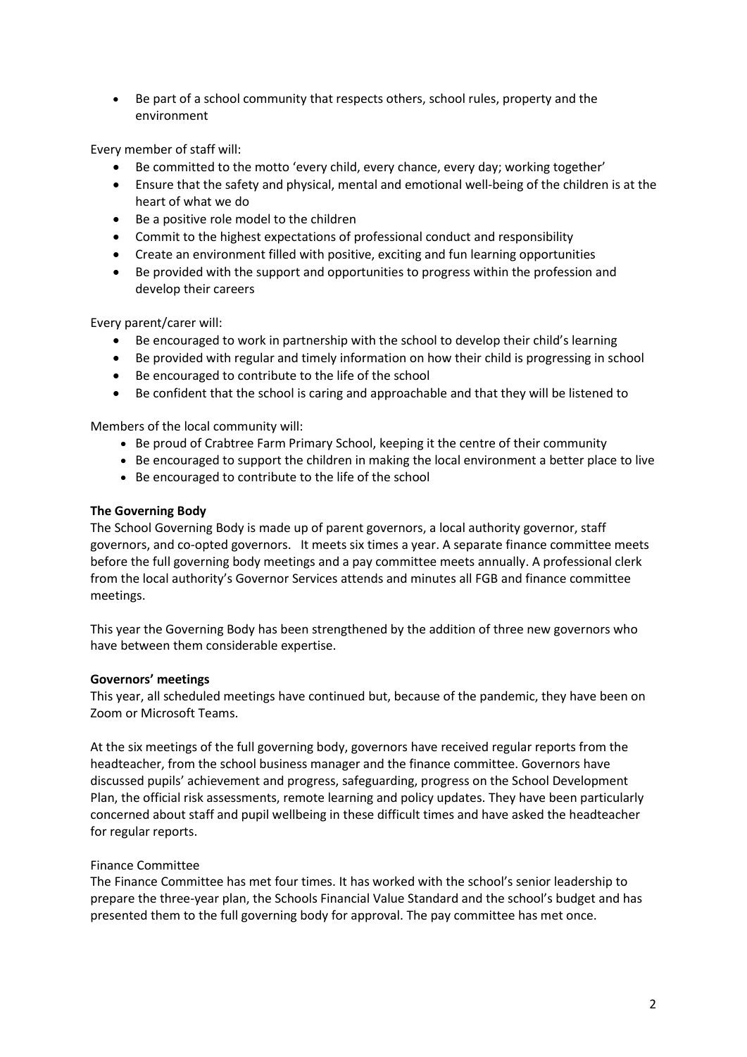- Be part of a school community that respects others, school rules, property and the environment

Every member of staff will:

- Be committed to the motto 'every child, every chance, every day; working together'
- Ensure that the safety and physical, mental and emotional well-being of the children is at the heart of what we do
- Be a positive role model to the children
- Commit to the highest expectations of professional conduct and responsibility
- Create an environment filled with positive, exciting and fun learning opportunities
- Be provided with the support and opportunities to progress within the profession and develop their careers

Every parent/carer will:

- Be encouraged to work in partnership with the school to develop their child's learning
- Be provided with regular and timely information on how their child is progressing in school
- Be encouraged to contribute to the life of the school
- Be confident that the school is caring and approachable and that they will be listened to

Members of the local community will:

- Be proud of Crabtree Farm Primary School, keeping it the centre of their community
- Be encouraged to support the children in making the local environment a better place to live
- Be encouraged to contribute to the life of the school

**The Governing Body**

The School Governing Body is made up of parent governors, a local authority governor, staff governors, and co-opted governors. It meets six times a year. A separate finance committee meets before the full governing body meetings and a pay committee meets annually. A professional clerk from the local authority's Governor Services attends and minutes all FGB and finance committee meetings.

This year the Governing Body has been strengthened by the addition of three new governors who have between them considerable expertise.

**Governors' meetings**

This year, all scheduled meetings have continued but, because of the pandemic, they have been on Zoom or Microsoft Teams.

At the six meetings of the full governing body, governors have received regular reports from the headteacher, from the school business manager and the finance committee. Governors have discussed pupils' achievement and progress, safeguarding, progress on the School Development Plan, the official risk assessments, remote learning and policy updates. They have been particularly concerned about staff and pupil wellbeing in these difficult times and have asked the headteacher for regular reports.

Finance Committee

The Finance Committee has met four times. It has worked with the school's senior leadership to prepare the three-year plan, the Schools Financial Value Standard and the school's budget and has presented them to the full governing body for approval. The pay committee has met once.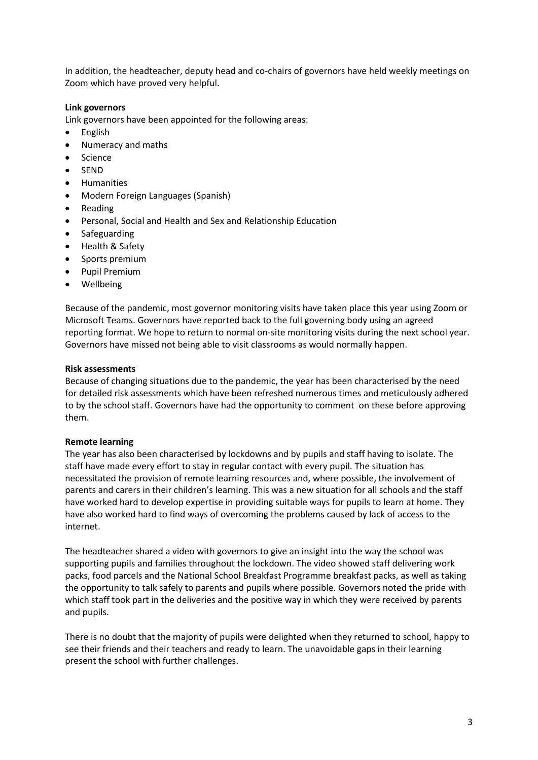In addition, the headteacher, deputy head and co-chairs of governors have held weekly meetings on Zoom which have proved very helpful.

**Link governors**

Link governors have been appointed for the following areas:

- English
- Numeracy and maths
- Science
- SEND
- Humanities
- Modern Foreign Languages (Spanish)
- Reading
- Personal, Social and Health and Sex and Relationship Education
- Safeguarding
- Health & Safety
- Sports premium
- Pupil Premium
- Wellbeing

Because of the pandemic, most governor monitoring visits have taken place this year using Zoom or Microsoft Teams. Governors have reported back to the full governing body using an agreed reporting format. We hope to return to normal on-site monitoring visits during the next school year. Governors have missed not being able to visit classrooms as would normally happen.

**Risk assessments**

Because of changing situations due to the pandemic, the year has been characterised by the need for detailed risk assessments which have been refreshed numerous times and meticulously adhered to by the school staff. Governors have had the opportunity to comment on these before approving them.

**Remote learning**

The year has also been characterised by lockdowns and by pupils and staff having to isolate. The staff have made every effort to stay in regular contact with every pupil. The situation has necessitated the provision of remote learning resources and, where possible, the involvement of parents and carers in their children's learning. This was a new situation for all schools and the staff have worked hard to develop expertise in providing suitable ways for pupils to learn at home. They have also worked hard to find ways of overcoming the problems caused by lack of access to the internet.

The headteacher shared a video with governors to give an insight into the way the school was supporting pupils and families throughout the lockdown. The video showed staff delivering work packs, food parcels and the National School Breakfast Programme breakfast packs, as well as taking the opportunity to talk safely to parents and pupils where possible. Governors noted the pride with which staff took part in the deliveries and the positive way in which they were received by parents and pupils.

There is no doubt that the majority of pupils were delighted when they returned to school, happy to see their friends and their teachers and ready to learn. The unavoidable gaps in their learning present the school with further challenges.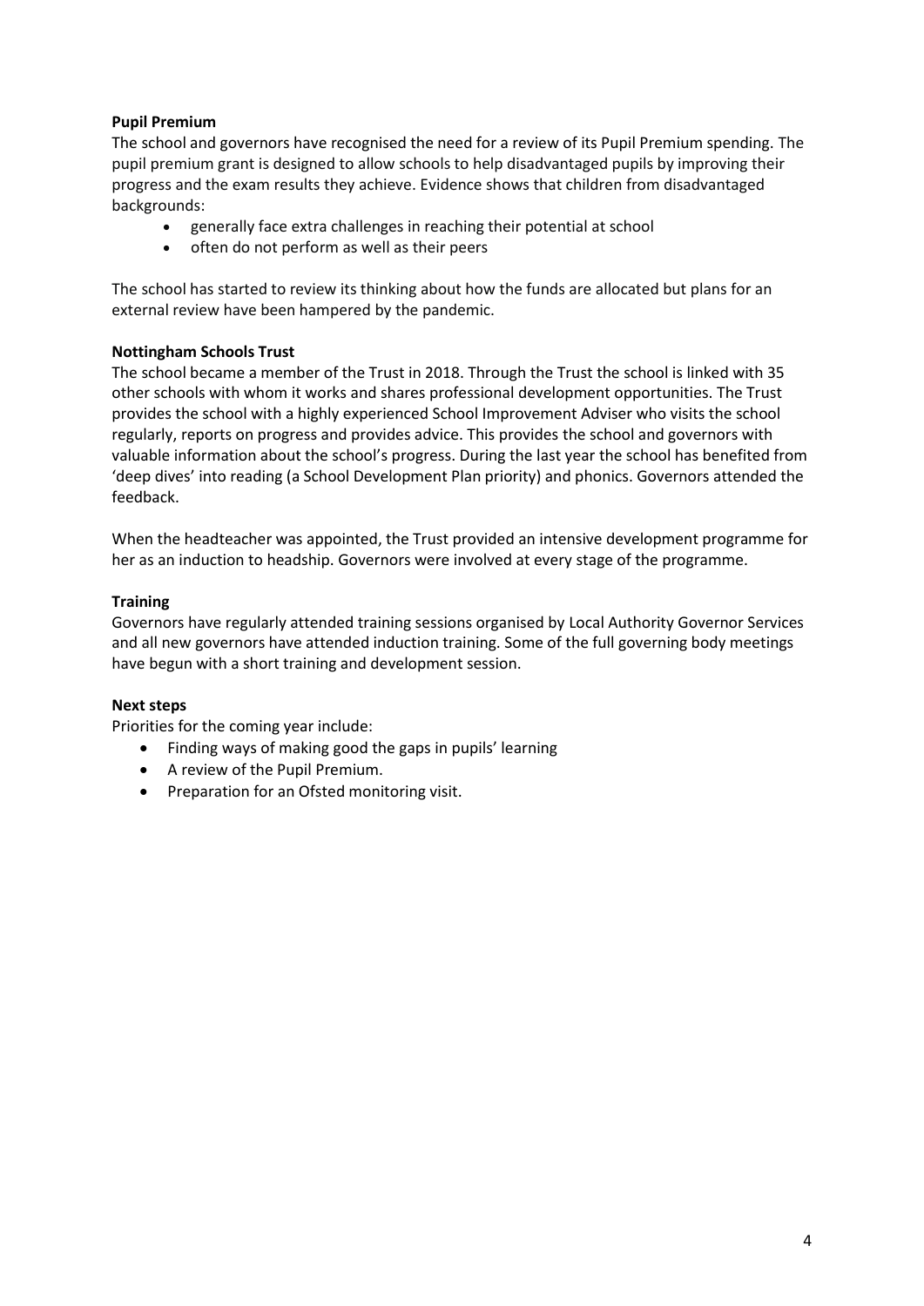**Pupil Premium**

The school and governors have recognised the need for a review of its Pupil Premium spending. The pupil premium grant is designed to allow schools to help disadvantaged pupils by improving their progress and the exam results they achieve. Evidence shows that children from disadvantaged backgrounds:

- generally face extra challenges in reaching their potential at school
- often do not perform as well as their peers

The school has started to review its thinking about how the funds are allocated but plans for an external review have been hampered by the pandemic.

**Nottingham Schools Trust**

The school became a member of the Trust in 2018. Through the Trust the school is linked with 35 other schools with whom it works and shares professional development opportunities. The Trust provides the school with a highly experienced School Improvement Adviser who visits the school regularly, reports on progress and provides advice. This provides the school and governors with valuable information about the school's progress. During the last year the school has benefited from 'deep dives' into reading (a School Development Plan priority) and phonics. Governors attended the feedback.

When the headteacher was appointed, the Trust provided an intensive development programme for her as an induction to headship. Governors were involved at every stage of the programme.

**Training**

Governors have regularly attended training sessions organised by Local Authority Governor Services and all new governors have attended induction training. Some of the full governing body meetings have begun with a short training and development session.

**Next steps**

Priorities for the coming year include:

- Finding ways of making good the gaps in pupils' learning
- A review of the Pupil Premium.
- Preparation for an Ofsted monitoring visit.